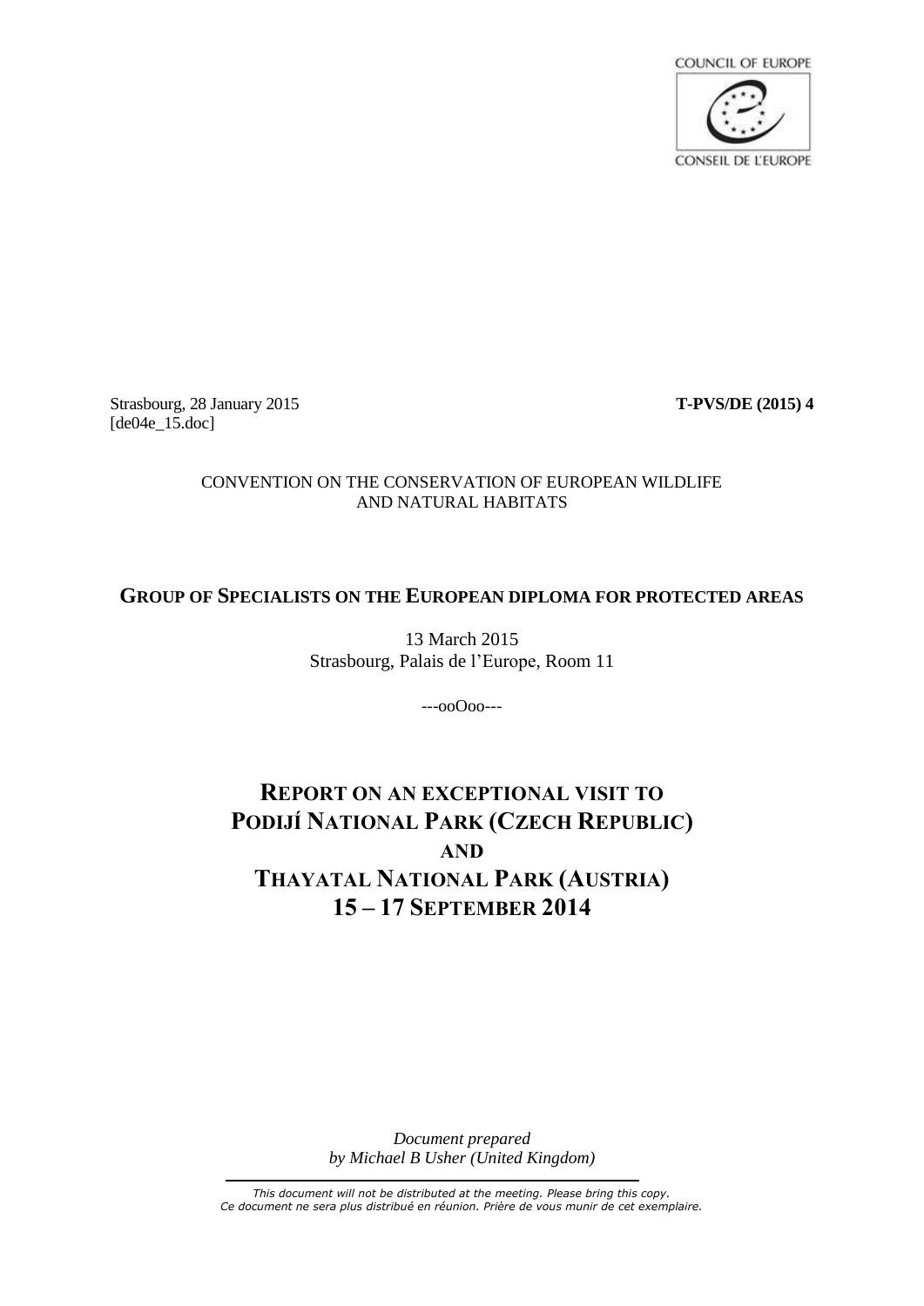COUNCIL OF EUROPE

CONSEIL DE L'EUROPE

Strasbourg, 28 January 2015 **T-PVS/DE (2015) 4**
[de04e_15.doc]

CONVENTION ON THE CONSERVATION OF EUROPEAN WILDLIFE AND NATURAL HABITATS

**GROUP OF SPECIALISTS ON THE EUROPEAN DIPLOMA FOR PROTECTED AREAS**

13 March 2015
Strasbourg, Palais de l'Europe, Room 11

---ooOoo---

# REPORT ON AN EXCEPTIONAL VISIT TO PODIJÍ NATIONAL PARK (CZECH REPUBLIC) AND THAYATAL NATIONAL PARK (AUSTRIA) 15 – 17 SEPTEMBER 2014

*Document prepared by Michael B Usher (United Kingdom)*

*This document will not be distributed at the meeting. Please bring this copy.*
*Ce document ne sera plus distribué en réunion. Prière de vous munir de cet exemplaire.*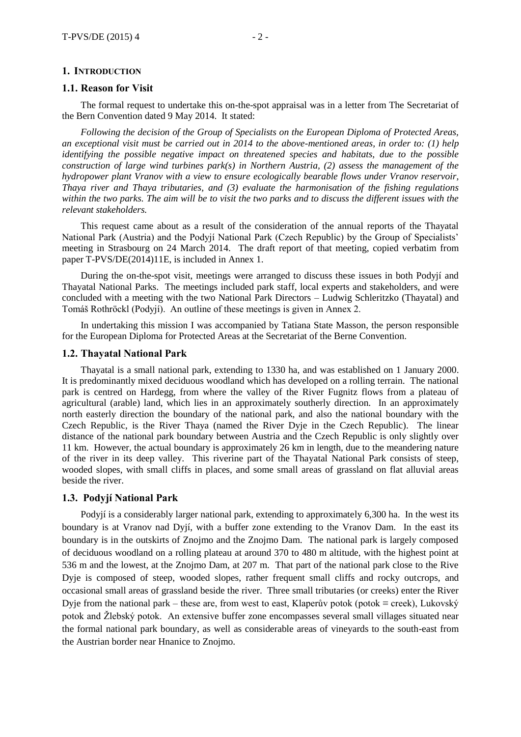## 1. INTRODUCTION

### 1.1. Reason for Visit

The formal request to undertake this on-the-spot appraisal was in a letter from The Secretariat of the Bern Convention dated 9 May 2014. It stated:

*Following the decision of the Group of Specialists on the European Diploma of Protected Areas, an exceptional visit must be carried out in 2014 to the above-mentioned areas, in order to: (1) help identifying the possible negative impact on threatened species and habitats, due to the possible construction of large wind turbines park(s) in Northern Austria, (2) assess the management of the hydropower plant Vranov with a view to ensure ecologically bearable flows under Vranov reservoir, Thaya river and Thaya tributaries, and (3) evaluate the harmonisation of the fishing regulations within the two parks. The aim will be to visit the two parks and to discuss the different issues with the relevant stakeholders.*

This request came about as a result of the consideration of the annual reports of the Thayatal National Park (Austria) and the Podyjí National Park (Czech Republic) by the Group of Specialists' meeting in Strasbourg on 24 March 2014. The draft report of that meeting, copied verbatim from paper T-PVS/DE(2014)11E, is included in Annex 1.

During the on-the-spot visit, meetings were arranged to discuss these issues in both Podyjí and Thayatal National Parks. The meetings included park staff, local experts and stakeholders, and were concluded with a meeting with the two National Park Directors – Ludwig Schleritzko (Thayatal) and Tomáš Rothröckl (Podyjí). An outline of these meetings is given in Annex 2.

In undertaking this mission I was accompanied by Tatiana State Masson, the person responsible for the European Diploma for Protected Areas at the Secretariat of the Berne Convention.

### 1.2. Thayatal National Park

Thayatal is a small national park, extending to 1330 ha, and was established on 1 January 2000. It is predominantly mixed deciduous woodland which has developed on a rolling terrain. The national park is centred on Hardegg, from where the valley of the River Fugnitz flows from a plateau of agricultural (arable) land, which lies in an approximately southerly direction. In an approximately north easterly direction the boundary of the national park, and also the national boundary with the Czech Republic, is the River Thaya (named the River Dyje in the Czech Republic). The linear distance of the national park boundary between Austria and the Czech Republic is only slightly over 11 km. However, the actual boundary is approximately 26 km in length, due to the meandering nature of the river in its deep valley. This riverine part of the Thayatal National Park consists of steep, wooded slopes, with small cliffs in places, and some small areas of grassland on flat alluvial areas beside the river.

### 1.3. Podyjí National Park

Podyjí is a considerably larger national park, extending to approximately 6,300 ha. In the west its boundary is at Vranov nad Dyjí, with a buffer zone extending to the Vranov Dam. In the east its boundary is in the outskirts of Znojmo and the Znojmo Dam. The national park is largely composed of deciduous woodland on a rolling plateau at around 370 to 480 m altitude, with the highest point at 536 m and the lowest, at the Znojmo Dam, at 207 m. That part of the national park close to the Rive Dyje is composed of steep, wooded slopes, rather frequent small cliffs and rocky outcrops, and occasional small areas of grassland beside the river. Three small tributaries (or creeks) enter the River Dyje from the national park – these are, from west to east, Klaperův potok (potok ≡ creek), Lukovský potok and Žlebský potok. An extensive buffer zone encompasses several small villages situated near the formal national park boundary, as well as considerable areas of vineyards to the south-east from the Austrian border near Hnanice to Znojmo.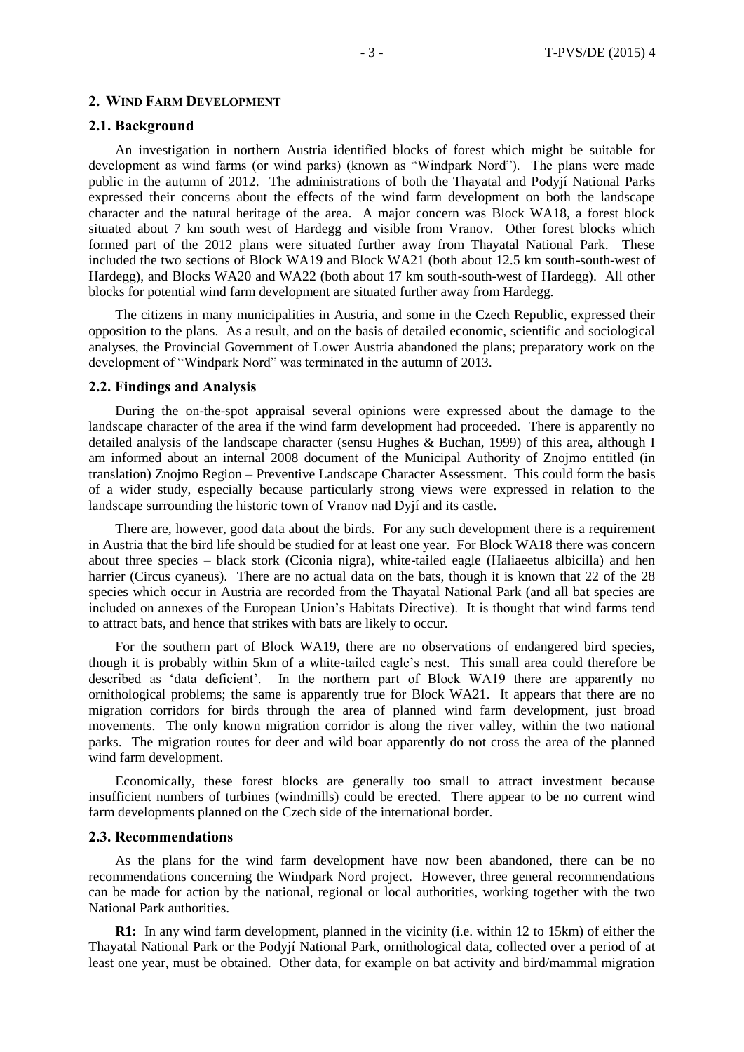## 2. Wind Farm Development

### 2.1. Background

An investigation in northern Austria identified blocks of forest which might be suitable for development as wind farms (or wind parks) (known as "Windpark Nord"). The plans were made public in the autumn of 2012. The administrations of both the Thayatal and Podyjí National Parks expressed their concerns about the effects of the wind farm development on both the landscape character and the natural heritage of the area. A major concern was Block WA18, a forest block situated about 7 km south west of Hardegg and visible from Vranov. Other forest blocks which formed part of the 2012 plans were situated further away from Thayatal National Park. These included the two sections of Block WA19 and Block WA21 (both about 12.5 km south-south-west of Hardegg), and Blocks WA20 and WA22 (both about 17 km south-south-west of Hardegg). All other blocks for potential wind farm development are situated further away from Hardegg.

The citizens in many municipalities in Austria, and some in the Czech Republic, expressed their opposition to the plans. As a result, and on the basis of detailed economic, scientific and sociological analyses, the Provincial Government of Lower Austria abandoned the plans; preparatory work on the development of "Windpark Nord" was terminated in the autumn of 2013.

### 2.2. Findings and Analysis

During the on-the-spot appraisal several opinions were expressed about the damage to the landscape character of the area if the wind farm development had proceeded. There is apparently no detailed analysis of the landscape character (sensu Hughes & Buchan, 1999) of this area, although I am informed about an internal 2008 document of the Municipal Authority of Znojmo entitled (in translation) Znojmo Region – Preventive Landscape Character Assessment. This could form the basis of a wider study, especially because particularly strong views were expressed in relation to the landscape surrounding the historic town of Vranov nad Dyjí and its castle.

There are, however, good data about the birds. For any such development there is a requirement in Austria that the bird life should be studied for at least one year. For Block WA18 there was concern about three species – black stork (Ciconia nigra), white-tailed eagle (Haliaeetus albicilla) and hen harrier (Circus cyaneus). There are no actual data on the bats, though it is known that 22 of the 28 species which occur in Austria are recorded from the Thayatal National Park (and all bat species are included on annexes of the European Union's Habitats Directive). It is thought that wind farms tend to attract bats, and hence that strikes with bats are likely to occur.

For the southern part of Block WA19, there are no observations of endangered bird species, though it is probably within 5km of a white-tailed eagle's nest. This small area could therefore be described as 'data deficient'. In the northern part of Block WA19 there are apparently no ornithological problems; the same is apparently true for Block WA21. It appears that there are no migration corridors for birds through the area of planned wind farm development, just broad movements. The only known migration corridor is along the river valley, within the two national parks. The migration routes for deer and wild boar apparently do not cross the area of the planned wind farm development.

Economically, these forest blocks are generally too small to attract investment because insufficient numbers of turbines (windmills) could be erected. There appear to be no current wind farm developments planned on the Czech side of the international border.

### 2.3. Recommendations

As the plans for the wind farm development have now been abandoned, there can be no recommendations concerning the Windpark Nord project. However, three general recommendations can be made for action by the national, regional or local authorities, working together with the two National Park authorities.

**R1:** In any wind farm development, planned in the vicinity (i.e. within 12 to 15km) of either the Thayatal National Park or the Podyjí National Park, ornithological data, collected over a period of at least one year, must be obtained. Other data, for example on bat activity and bird/mammal migration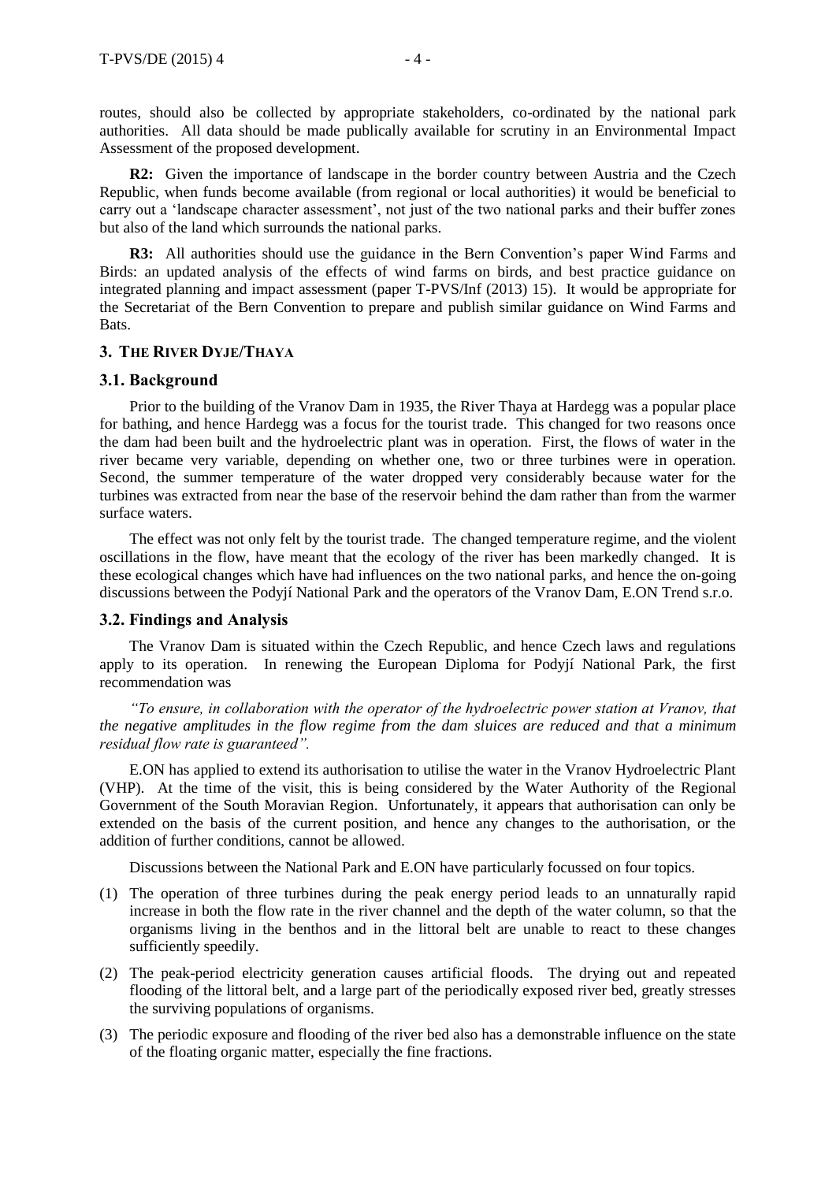routes, should also be collected by appropriate stakeholders, co-ordinated by the national park authorities. All data should be made publically available for scrutiny in an Environmental Impact Assessment of the proposed development.

**R2:** Given the importance of landscape in the border country between Austria and the Czech Republic, when funds become available (from regional or local authorities) it would be beneficial to carry out a 'landscape character assessment', not just of the two national parks and their buffer zones but also of the land which surrounds the national parks.

**R3:** All authorities should use the guidance in the Bern Convention's paper Wind Farms and Birds: an updated analysis of the effects of wind farms on birds, and best practice guidance on integrated planning and impact assessment (paper T-PVS/Inf (2013) 15). It would be appropriate for the Secretariat of the Bern Convention to prepare and publish similar guidance on Wind Farms and Bats.

## 3. The River Dyje/Thaya

### 3.1. Background

Prior to the building of the Vranov Dam in 1935, the River Thaya at Hardegg was a popular place for bathing, and hence Hardegg was a focus for the tourist trade. This changed for two reasons once the dam had been built and the hydroelectric plant was in operation. First, the flows of water in the river became very variable, depending on whether one, two or three turbines were in operation. Second, the summer temperature of the water dropped very considerably because water for the turbines was extracted from near the base of the reservoir behind the dam rather than from the warmer surface waters.

The effect was not only felt by the tourist trade. The changed temperature regime, and the violent oscillations in the flow, have meant that the ecology of the river has been markedly changed. It is these ecological changes which have had influences on the two national parks, and hence the on-going discussions between the Podyjí National Park and the operators of the Vranov Dam, E.ON Trend s.r.o.

### 3.2. Findings and Analysis

The Vranov Dam is situated within the Czech Republic, and hence Czech laws and regulations apply to its operation. In renewing the European Diploma for Podyjí National Park, the first recommendation was

*"To ensure, in collaboration with the operator of the hydroelectric power station at Vranov, that the negative amplitudes in the flow regime from the dam sluices are reduced and that a minimum residual flow rate is guaranteed".*

E.ON has applied to extend its authorisation to utilise the water in the Vranov Hydroelectric Plant (VHP). At the time of the visit, this is being considered by the Water Authority of the Regional Government of the South Moravian Region. Unfortunately, it appears that authorisation can only be extended on the basis of the current position, and hence any changes to the authorisation, or the addition of further conditions, cannot be allowed.

Discussions between the National Park and E.ON have particularly focussed on four topics.

(1) The operation of three turbines during the peak energy period leads to an unnaturally rapid increase in both the flow rate in the river channel and the depth of the water column, so that the organisms living in the benthos and in the littoral belt are unable to react to these changes sufficiently speedily.

(2) The peak-period electricity generation causes artificial floods. The drying out and repeated flooding of the littoral belt, and a large part of the periodically exposed river bed, greatly stresses the surviving populations of organisms.

(3) The periodic exposure and flooding of the river bed also has a demonstrable influence on the state of the floating organic matter, especially the fine fractions.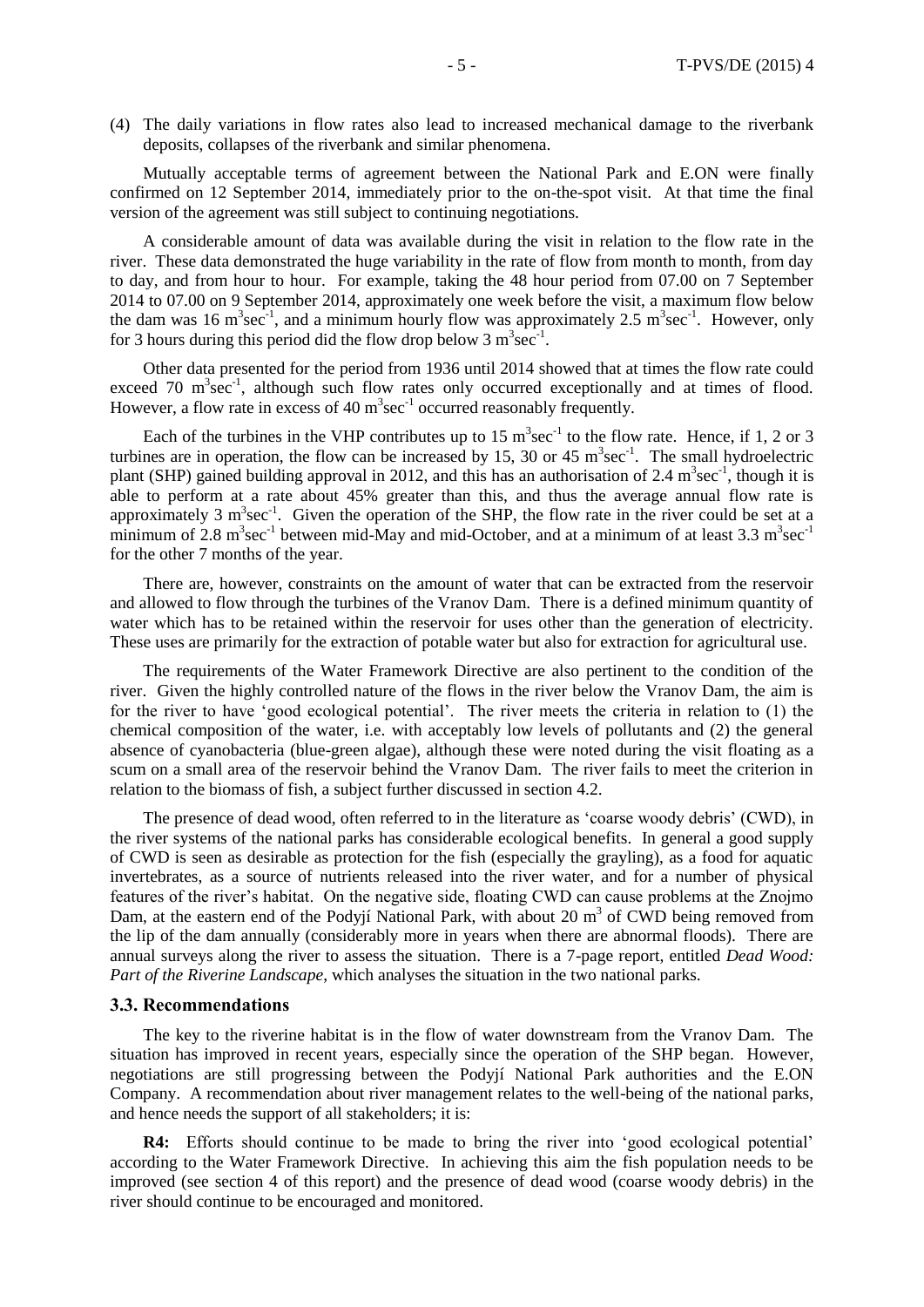(4) The daily variations in flow rates also lead to increased mechanical damage to the riverbank deposits, collapses of the riverbank and similar phenomena.

Mutually acceptable terms of agreement between the National Park and E.ON were finally confirmed on 12 September 2014, immediately prior to the on-the-spot visit. At that time the final version of the agreement was still subject to continuing negotiations.

A considerable amount of data was available during the visit in relation to the flow rate in the river. These data demonstrated the huge variability in the rate of flow from month to month, from day to day, and from hour to hour. For example, taking the 48 hour period from 07.00 on 7 September 2014 to 07.00 on 9 September 2014, approximately one week before the visit, a maximum flow below the dam was 16 $m^3sec^{-1}$, and a minimum hourly flow was approximately 2.5 $m^3sec^{-1}$. However, only for 3 hours during this period did the flow drop below 3 $m^3sec^{-1}$.

Other data presented for the period from 1936 until 2014 showed that at times the flow rate could exceed 70 $m^3sec^{-1}$, although such flow rates only occurred exceptionally and at times of flood. However, a flow rate in excess of 40 $m^3sec^{-1}$ occurred reasonably frequently.

Each of the turbines in the VHP contributes up to 15 $m^3sec^{-1}$ to the flow rate. Hence, if 1, 2 or 3 turbines are in operation, the flow can be increased by 15, 30 or 45 $m^3sec^{-1}$. The small hydroelectric plant (SHP) gained building approval in 2012, and this has an authorisation of 2.4 $m^3sec^{-1}$, though it is able to perform at a rate about 45% greater than this, and thus the average annual flow rate is approximately 3 $m^3sec^{-1}$. Given the operation of the SHP, the flow rate in the river could be set at a minimum of 2.8 $m^3sec^{-1}$ between mid-May and mid-October, and at a minimum of at least 3.3 $m^3sec^{-1}$ for the other 7 months of the year.

There are, however, constraints on the amount of water that can be extracted from the reservoir and allowed to flow through the turbines of the Vranov Dam. There is a defined minimum quantity of water which has to be retained within the reservoir for uses other than the generation of electricity. These uses are primarily for the extraction of potable water but also for extraction for agricultural use.

The requirements of the Water Framework Directive are also pertinent to the condition of the river. Given the highly controlled nature of the flows in the river below the Vranov Dam, the aim is for the river to have 'good ecological potential'. The river meets the criteria in relation to (1) the chemical composition of the water, i.e. with acceptably low levels of pollutants and (2) the general absence of cyanobacteria (blue-green algae), although these were noted during the visit floating as a scum on a small area of the reservoir behind the Vranov Dam. The river fails to meet the criterion in relation to the biomass of fish, a subject further discussed in section 4.2.

The presence of dead wood, often referred to in the literature as 'coarse woody debris' (CWD), in the river systems of the national parks has considerable ecological benefits. In general a good supply of CWD is seen as desirable as protection for the fish (especially the grayling), as a food for aquatic invertebrates, as a source of nutrients released into the river water, and for a number of physical features of the river's habitat. On the negative side, floating CWD can cause problems at the Znojmo Dam, at the eastern end of the Podyjí National Park, with about 20 $m^3$ of CWD being removed from the lip of the dam annually (considerably more in years when there are abnormal floods). There are annual surveys along the river to assess the situation. There is a 7-page report, entitled *Dead Wood: Part of the Riverine Landscape*, which analyses the situation in the two national parks.

### 3.3. Recommendations

The key to the riverine habitat is in the flow of water downstream from the Vranov Dam. The situation has improved in recent years, especially since the operation of the SHP began. However, negotiations are still progressing between the Podyjí National Park authorities and the E.ON Company. A recommendation about river management relates to the well-being of the national parks, and hence needs the support of all stakeholders; it is:

**R4:** Efforts should continue to be made to bring the river into 'good ecological potential' according to the Water Framework Directive. In achieving this aim the fish population needs to be improved (see section 4 of this report) and the presence of dead wood (coarse woody debris) in the river should continue to be encouraged and monitored.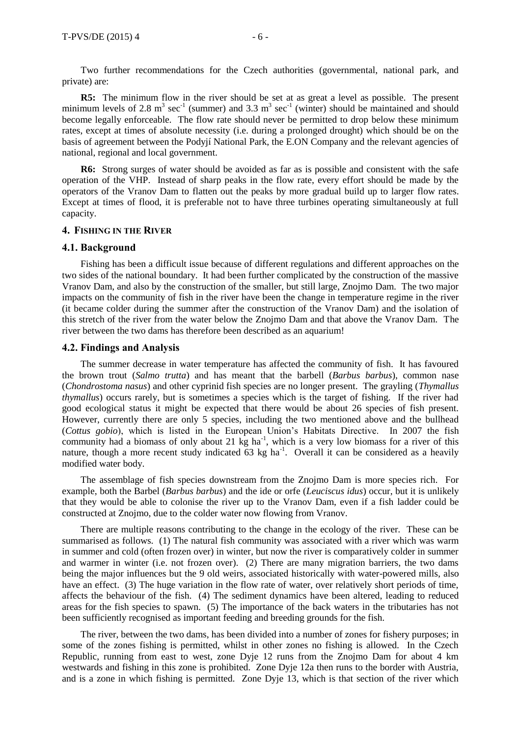Two further recommendations for the Czech authorities (governmental, national park, and private) are:

**R5:** The minimum flow in the river should be set at as great a level as possible. The present minimum levels of 2.8 $m^3$ $sec^{-1}$ (summer) and 3.3 $m^3$ $sec^{-1}$ (winter) should be maintained and should become legally enforceable. The flow rate should never be permitted to drop below these minimum rates, except at times of absolute necessity (i.e. during a prolonged drought) which should be on the basis of agreement between the Podyjí National Park, the E.ON Company and the relevant agencies of national, regional and local government.

**R6:** Strong surges of water should be avoided as far as is possible and consistent with the safe operation of the VHP. Instead of sharp peaks in the flow rate, every effort should be made by the operators of the Vranov Dam to flatten out the peaks by more gradual build up to larger flow rates. Except at times of flood, it is preferable not to have three turbines operating simultaneously at full capacity.

## 4. FISHING IN THE RIVER

### 4.1. Background

Fishing has been a difficult issue because of different regulations and different approaches on the two sides of the national boundary. It had been further complicated by the construction of the massive Vranov Dam, and also by the construction of the smaller, but still large, Znojmo Dam. The two major impacts on the community of fish in the river have been the change in temperature regime in the river (it became colder during the summer after the construction of the Vranov Dam) and the isolation of this stretch of the river from the water below the Znojmo Dam and that above the Vranov Dam. The river between the two dams has therefore been described as an aquarium!

### 4.2. Findings and Analysis

The summer decrease in water temperature has affected the community of fish. It has favoured the brown trout (*Salmo trutta*) and has meant that the barbell (*Barbus barbus*), common nase (*Chondrostoma nasus*) and other cyprinid fish species are no longer present. The grayling (*Thymallus thymallus*) occurs rarely, but is sometimes a species which is the target of fishing. If the river had good ecological status it might be expected that there would be about 26 species of fish present. However, currently there are only 5 species, including the two mentioned above and the bullhead (*Cottus gobio*), which is listed in the European Union's Habitats Directive. In 2007 the fish community had a biomass of only about 21 kg $ha^{-1}$, which is a very low biomass for a river of this nature, though a more recent study indicated 63 kg $ha^{-1}$. Overall it can be considered as a heavily modified water body.

The assemblage of fish species downstream from the Znojmo Dam is more species rich. For example, both the Barbel (*Barbus barbus*) and the ide or orfe (*Leuciscus idus*) occur, but it is unlikely that they would be able to colonise the river up to the Vranov Dam, even if a fish ladder could be constructed at Znojmo, due to the colder water now flowing from Vranov.

There are multiple reasons contributing to the change in the ecology of the river. These can be summarised as follows. (1) The natural fish community was associated with a river which was warm in summer and cold (often frozen over) in winter, but now the river is comparatively colder in summer and warmer in winter (i.e. not frozen over). (2) There are many migration barriers, the two dams being the major influences but the 9 old weirs, associated historically with water-powered mills, also have an effect. (3) The huge variation in the flow rate of water, over relatively short periods of time, affects the behaviour of the fish. (4) The sediment dynamics have been altered, leading to reduced areas for the fish species to spawn. (5) The importance of the back waters in the tributaries has not been sufficiently recognised as important feeding and breeding grounds for the fish.

The river, between the two dams, has been divided into a number of zones for fishery purposes; in some of the zones fishing is permitted, whilst in other zones no fishing is allowed. In the Czech Republic, running from east to west, zone Dyje 12 runs from the Znojmo Dam for about 4 km westwards and fishing in this zone is prohibited. Zone Dyje 12a then runs to the border with Austria, and is a zone in which fishing is permitted. Zone Dyje 13, which is that section of the river which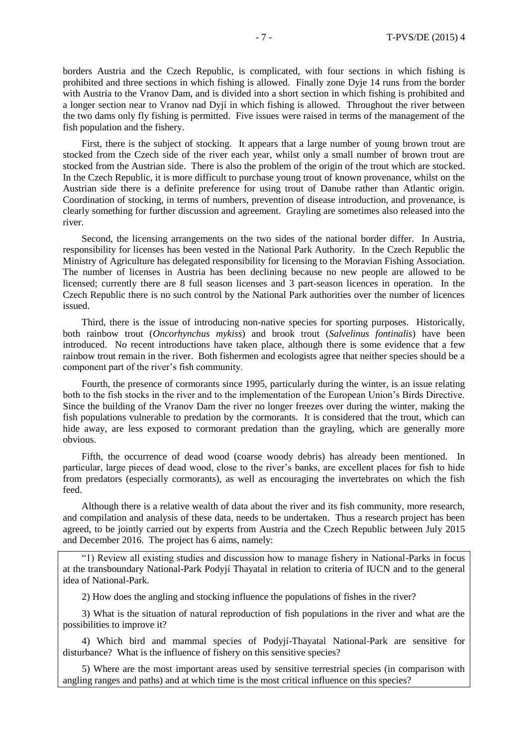borders Austria and the Czech Republic, is complicated, with four sections in which fishing is prohibited and three sections in which fishing is allowed. Finally zone Dyje 14 runs from the border with Austria to the Vranov Dam, and is divided into a short section in which fishing is prohibited and a longer section near to Vranov nad Dyjí in which fishing is allowed. Throughout the river between the two dams only fly fishing is permitted. Five issues were raised in terms of the management of the fish population and the fishery.

First, there is the subject of stocking. It appears that a large number of young brown trout are stocked from the Czech side of the river each year, whilst only a small number of brown trout are stocked from the Austrian side. There is also the problem of the origin of the trout which are stocked. In the Czech Republic, it is more difficult to purchase young trout of known provenance, whilst on the Austrian side there is a definite preference for using trout of Danube rather than Atlantic origin. Coordination of stocking, in terms of numbers, prevention of disease introduction, and provenance, is clearly something for further discussion and agreement. Grayling are sometimes also released into the river.

Second, the licensing arrangements on the two sides of the national border differ. In Austria, responsibility for licenses has been vested in the National Park Authority. In the Czech Republic the Ministry of Agriculture has delegated responsibility for licensing to the Moravian Fishing Association. The number of licenses in Austria has been declining because no new people are allowed to be licensed; currently there are 8 full season licenses and 3 part-season licences in operation. In the Czech Republic there is no such control by the National Park authorities over the number of licences issued.

Third, there is the issue of introducing non-native species for sporting purposes. Historically, both rainbow trout (*Oncorhynchus mykiss*) and brook trout (*Salvelinus fontinalis*) have been introduced. No recent introductions have taken place, although there is some evidence that a few rainbow trout remain in the river. Both fishermen and ecologists agree that neither species should be a component part of the river's fish community.

Fourth, the presence of cormorants since 1995, particularly during the winter, is an issue relating both to the fish stocks in the river and to the implementation of the European Union's Birds Directive. Since the building of the Vranov Dam the river no longer freezes over during the winter, making the fish populations vulnerable to predation by the cormorants. It is considered that the trout, which can hide away, are less exposed to cormorant predation than the grayling, which are generally more obvious.

Fifth, the occurrence of dead wood (coarse woody debris) has already been mentioned. In particular, large pieces of dead wood, close to the river's banks, are excellent places for fish to hide from predators (especially cormorants), as well as encouraging the invertebrates on which the fish feed.

Although there is a relative wealth of data about the river and its fish community, more research, and compilation and analysis of these data, needs to be undertaken. Thus a research project has been agreed, to be jointly carried out by experts from Austria and the Czech Republic between July 2015 and December 2016. The project has 6 aims, namely:

> "1) Review all existing studies and discussion how to manage fishery in National-Parks in focus at the transboundary National-Park Podyjí Thayatal in relation to criteria of IUCN and to the general idea of National-Park.
>
> 2) How does the angling and stocking influence the populations of fishes in the river?
>
> 3) What is the situation of natural reproduction of fish populations in the river and what are the possibilities to improve it?
>
> 4) Which bird and mammal species of Podyjí-Thayatal National-Park are sensitive for disturbance? What is the influence of fishery on this sensitive species?
>
> 5) Where are the most important areas used by sensitive terrestrial species (in comparison with angling ranges and paths) and at which time is the most critical influence on this species?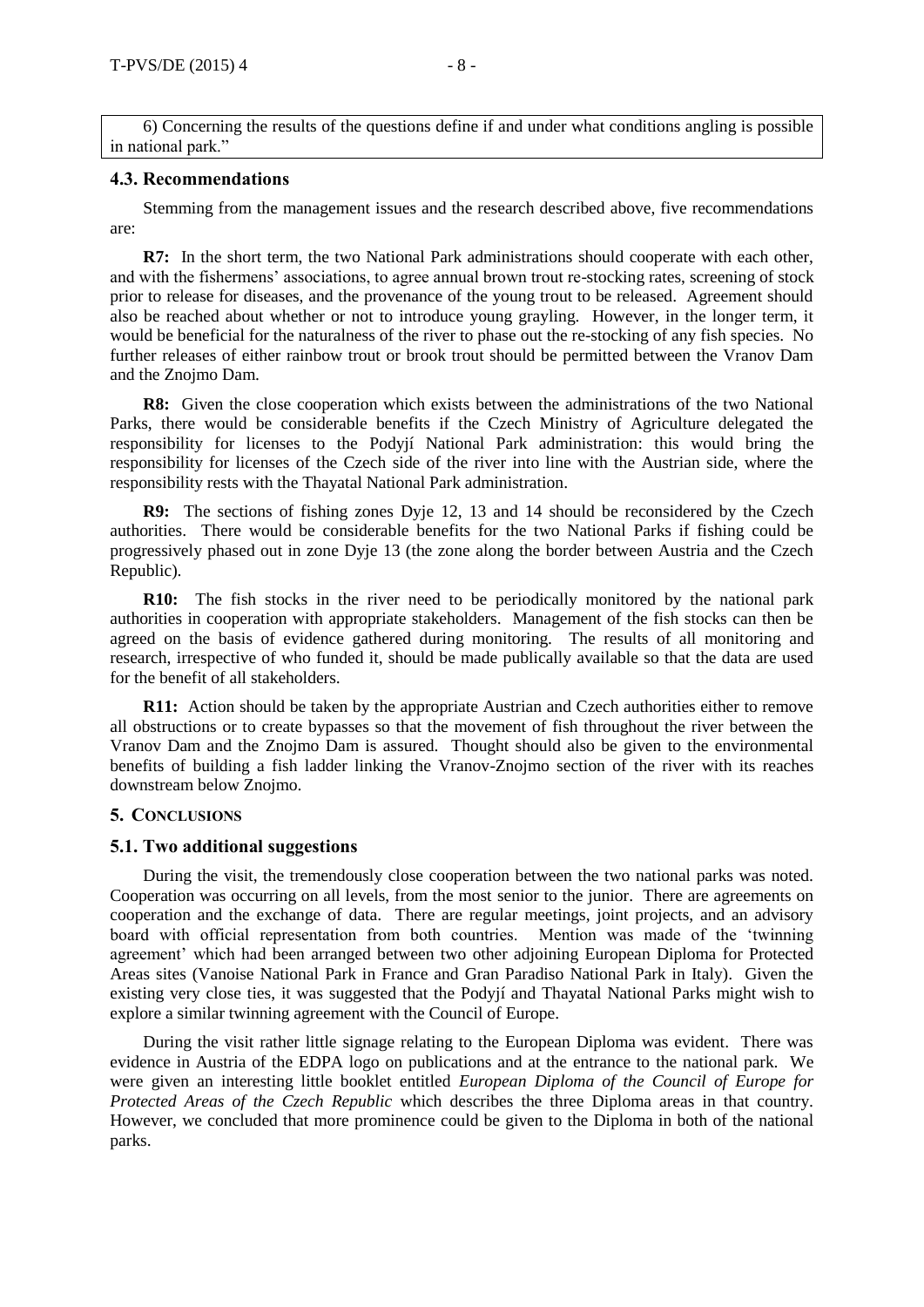6) Concerning the results of the questions define if and under what conditions angling is possible in national park."

### 4.3. Recommendations

Stemming from the management issues and the research described above, five recommendations are:

**R7:** In the short term, the two National Park administrations should cooperate with each other, and with the fishermens' associations, to agree annual brown trout re-stocking rates, screening of stock prior to release for diseases, and the provenance of the young trout to be released. Agreement should also be reached about whether or not to introduce young grayling. However, in the longer term, it would be beneficial for the naturalness of the river to phase out the re-stocking of any fish species. No further releases of either rainbow trout or brook trout should be permitted between the Vranov Dam and the Znojmo Dam.

**R8:** Given the close cooperation which exists between the administrations of the two National Parks, there would be considerable benefits if the Czech Ministry of Agriculture delegated the responsibility for licenses to the Podyjí National Park administration: this would bring the responsibility for licenses of the Czech side of the river into line with the Austrian side, where the responsibility rests with the Thayatal National Park administration.

**R9:** The sections of fishing zones Dyje 12, 13 and 14 should be reconsidered by the Czech authorities. There would be considerable benefits for the two National Parks if fishing could be progressively phased out in zone Dyje 13 (the zone along the border between Austria and the Czech Republic).

**R10:** The fish stocks in the river need to be periodically monitored by the national park authorities in cooperation with appropriate stakeholders. Management of the fish stocks can then be agreed on the basis of evidence gathered during monitoring. The results of all monitoring and research, irrespective of who funded it, should be made publically available so that the data are used for the benefit of all stakeholders.

**R11:** Action should be taken by the appropriate Austrian and Czech authorities either to remove all obstructions or to create bypasses so that the movement of fish throughout the river between the Vranov Dam and the Znojmo Dam is assured. Thought should also be given to the environmental benefits of building a fish ladder linking the Vranov-Znojmo section of the river with its reaches downstream below Znojmo.

## 5. Conclusions

### 5.1. Two additional suggestions

During the visit, the tremendously close cooperation between the two national parks was noted. Cooperation was occurring on all levels, from the most senior to the junior. There are agreements on cooperation and the exchange of data. There are regular meetings, joint projects, and an advisory board with official representation from both countries. Mention was made of the 'twinning agreement' which had been arranged between two other adjoining European Diploma for Protected Areas sites (Vanoise National Park in France and Gran Paradiso National Park in Italy). Given the existing very close ties, it was suggested that the Podyjí and Thayatal National Parks might wish to explore a similar twinning agreement with the Council of Europe.

During the visit rather little signage relating to the European Diploma was evident. There was evidence in Austria of the EDPA logo on publications and at the entrance to the national park. We were given an interesting little booklet entitled *European Diploma of the Council of Europe for Protected Areas of the Czech Republic* which describes the three Diploma areas in that country. However, we concluded that more prominence could be given to the Diploma in both of the national parks.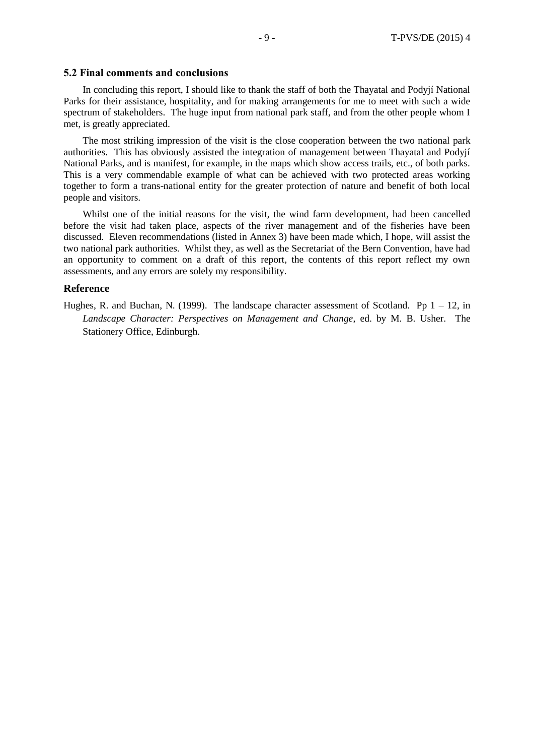### 5.2 Final comments and conclusions

In concluding this report, I should like to thank the staff of both the Thayatal and Podyjí National Parks for their assistance, hospitality, and for making arrangements for me to meet with such a wide spectrum of stakeholders. The huge input from national park staff, and from the other people whom I met, is greatly appreciated.

The most striking impression of the visit is the close cooperation between the two national park authorities. This has obviously assisted the integration of management between Thayatal and Podyjí National Parks, and is manifest, for example, in the maps which show access trails, etc., of both parks. This is a very commendable example of what can be achieved with two protected areas working together to form a trans-national entity for the greater protection of nature and benefit of both local people and visitors.

Whilst one of the initial reasons for the visit, the wind farm development, had been cancelled before the visit had taken place, aspects of the river management and of the fisheries have been discussed. Eleven recommendations (listed in Annex 3) have been made which, I hope, will assist the two national park authorities. Whilst they, as well as the Secretariat of the Bern Convention, have had an opportunity to comment on a draft of this report, the contents of this report reflect my own assessments, and any errors are solely my responsibility.

## Reference

Hughes, R. and Buchan, N. (1999). The landscape character assessment of Scotland. Pp 1 – 12, in *Landscape Character: Perspectives on Management and Change,* ed. by M. B. Usher. The Stationery Office, Edinburgh.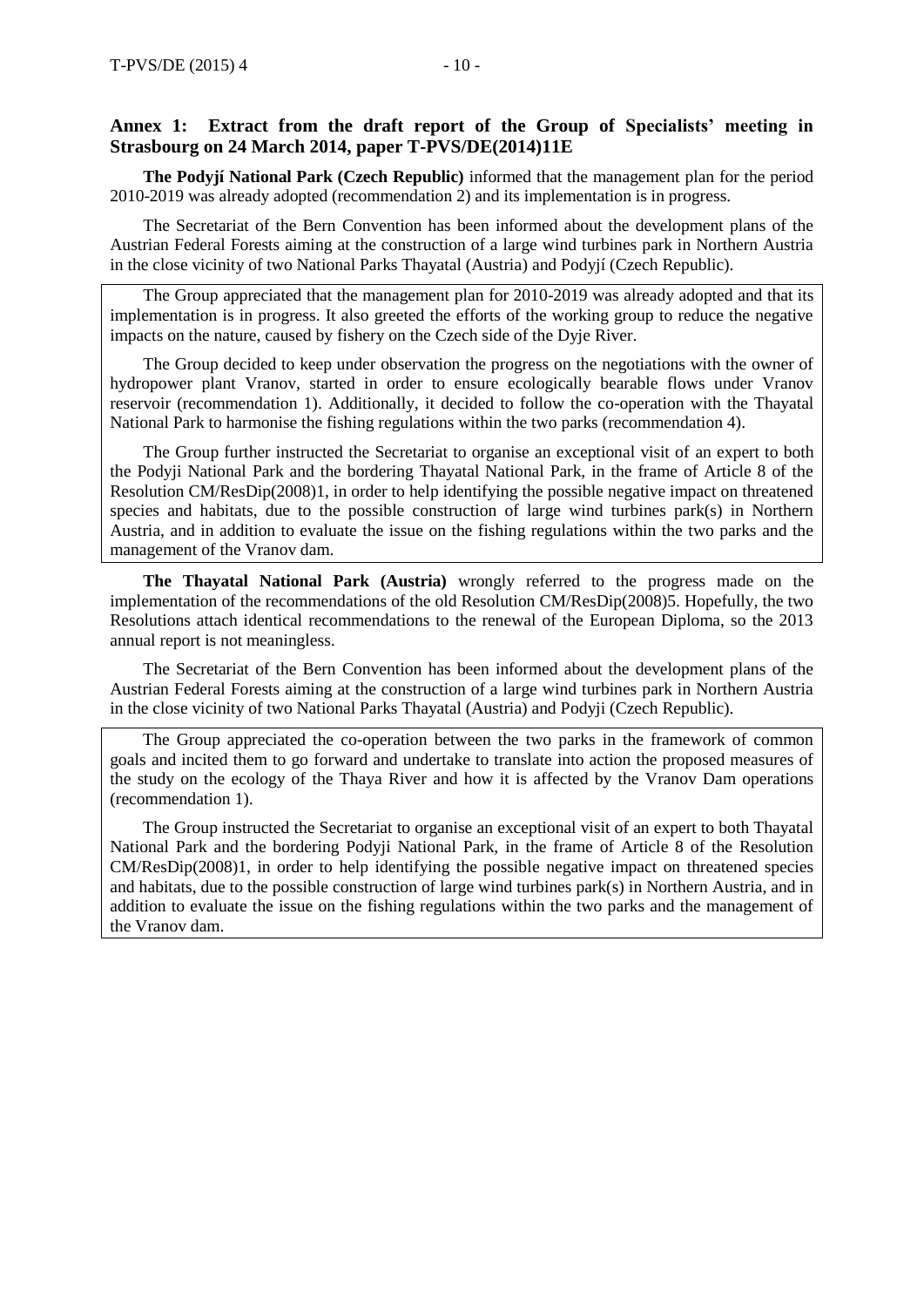## Annex 1: Extract from the draft report of the Group of Specialists' meeting in Strasbourg on 24 March 2014, paper T-PVS/DE(2014)11E

**The Podyjí National Park (Czech Republic)** informed that the management plan for the period 2010-2019 was already adopted (recommendation 2) and its implementation is in progress.

The Secretariat of the Bern Convention has been informed about the development plans of the Austrian Federal Forests aiming at the construction of a large wind turbines park in Northern Austria in the close vicinity of two National Parks Thayatal (Austria) and Podyjí (Czech Republic).

The Group appreciated that the management plan for 2010-2019 was already adopted and that its implementation is in progress. It also greeted the efforts of the working group to reduce the negative impacts on the nature, caused by fishery on the Czech side of the Dyje River.

The Group decided to keep under observation the progress on the negotiations with the owner of hydropower plant Vranov, started in order to ensure ecologically bearable flows under Vranov reservoir (recommendation 1). Additionally, it decided to follow the co-operation with the Thayatal National Park to harmonise the fishing regulations within the two parks (recommendation 4).

The Group further instructed the Secretariat to organise an exceptional visit of an expert to both the Podyji National Park and the bordering Thayatal National Park, in the frame of Article 8 of the Resolution CM/ResDip(2008)1, in order to help identifying the possible negative impact on threatened species and habitats, due to the possible construction of large wind turbines park(s) in Northern Austria, and in addition to evaluate the issue on the fishing regulations within the two parks and the management of the Vranov dam.

**The Thayatal National Park (Austria)** wrongly referred to the progress made on the implementation of the recommendations of the old Resolution CM/ResDip(2008)5. Hopefully, the two Resolutions attach identical recommendations to the renewal of the European Diploma, so the 2013 annual report is not meaningless.

The Secretariat of the Bern Convention has been informed about the development plans of the Austrian Federal Forests aiming at the construction of a large wind turbines park in Northern Austria in the close vicinity of two National Parks Thayatal (Austria) and Podyji (Czech Republic).

The Group appreciated the co-operation between the two parks in the framework of common goals and incited them to go forward and undertake to translate into action the proposed measures of the study on the ecology of the Thaya River and how it is affected by the Vranov Dam operations (recommendation 1).

The Group instructed the Secretariat to organise an exceptional visit of an expert to both Thayatal National Park and the bordering Podyji National Park, in the frame of Article 8 of the Resolution CM/ResDip(2008)1, in order to help identifying the possible negative impact on threatened species and habitats, due to the possible construction of large wind turbines park(s) in Northern Austria, and in addition to evaluate the issue on the fishing regulations within the two parks and the management of the Vranov dam.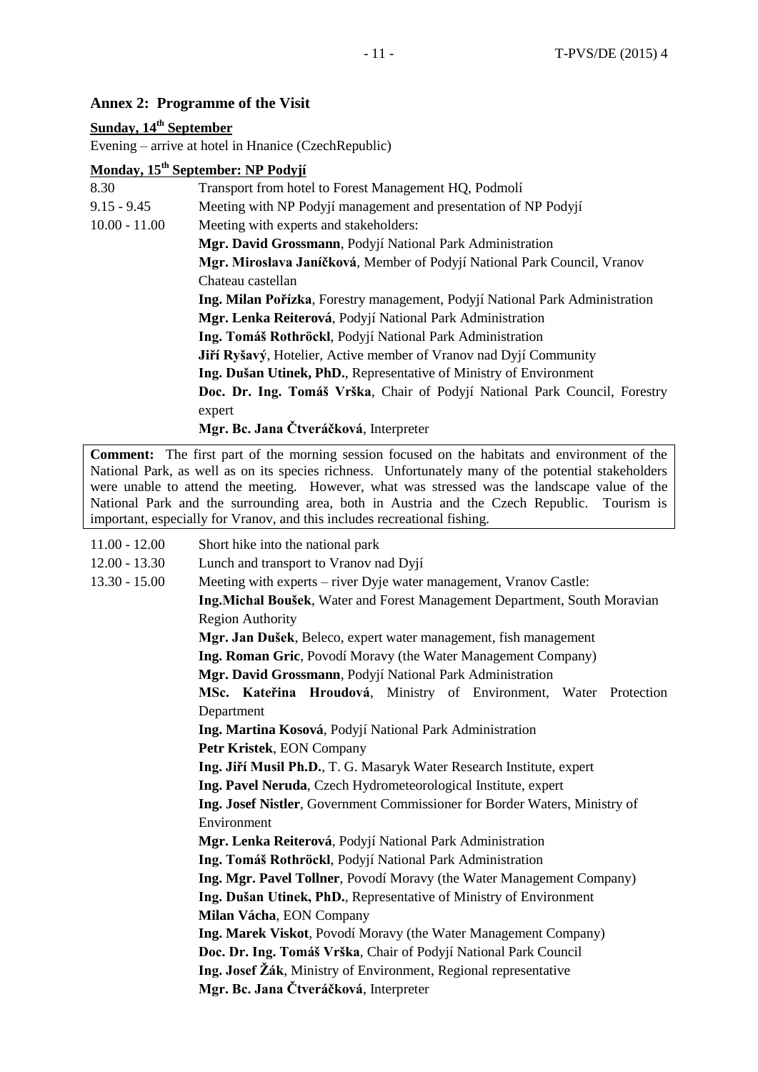## Annex 2: Programme of the Visit

**Sunday, 14th September**

Evening – arrive at hotel in Hnanice (CzechRepublic)

**Monday, 15th September: NP Podyjí**

| | |
|---|---|
| 8.30 | Transport from hotel to Forest Management HQ, Podmolí |
| 9.15 - 9.45 | Meeting with NP Podyjí management and presentation of NP Podyjí |
| 10.00 - 11.00 | Meeting with experts and stakeholders:<br>**Mgr. David Grossmann**, Podyjí National Park Administration<br>**Mgr. Miroslava Janíčková**, Member of Podyjí National Park Council, Vranov Chateau castellan<br>**Ing. Milan Pořízka**, Forestry management, Podyjí National Park Administration<br>**Mgr. Lenka Reiterová**, Podyjí National Park Administration<br>**Ing. Tomáš Rothröckl**, Podyjí National Park Administration<br>**Jiří Ryšavý**, Hotelier, Active member of Vranov nad Dyjí Community<br>**Ing. Dušan Utinek, PhD.**, Representative of Ministry of Environment<br>**Doc. Dr. Ing. Tomáš Vrška**, Chair of Podyjí National Park Council, Forestry expert<br>**Mgr. Bc. Jana Čtveráčková**, Interpreter |

**Comment:** The first part of the morning session focused on the habitats and environment of the National Park, as well as on its species richness. Unfortunately many of the potential stakeholders were unable to attend the meeting. However, what was stressed was the landscape value of the National Park and the surrounding area, both in Austria and the Czech Republic. Tourism is important, especially for Vranov, and this includes recreational fishing.

| | |
|---|---|
| 11.00 - 12.00 | Short hike into the national park |
| 12.00 - 13.30 | Lunch and transport to Vranov nad Dyjí |
| 13.30 - 15.00 | Meeting with experts – river Dyje water management, Vranov Castle:<br>**Ing.Michal Boušek**, Water and Forest Management Department, South Moravian Region Authority<br>**Mgr. Jan Dušek**, Beleco, expert water management, fish management<br>**Ing. Roman Gric**, Povodí Moravy (the Water Management Company)<br>**Mgr. David Grossmann**, Podyjí National Park Administration<br>**MSc. Kateřina Hroudová**, Ministry of Environment, Water Protection Department<br>**Ing. Martina Kosová**, Podyjí National Park Administration<br>**Petr Kristek**, EON Company<br>**Ing. Jiří Musil Ph.D.**, T. G. Masaryk Water Research Institute, expert<br>**Ing. Pavel Neruda**, Czech Hydrometeorological Institute, expert<br>**Ing. Josef Nistler**, Government Commissioner for Border Waters, Ministry of Environment<br>**Mgr. Lenka Reiterová**, Podyjí National Park Administration<br>**Ing. Tomáš Rothröckl**, Podyjí National Park Administration<br>**Ing. Mgr. Pavel Tollner**, Povodí Moravy (the Water Management Company)<br>**Ing. Dušan Utinek, PhD.**, Representative of Ministry of Environment<br>**Milan Vácha**, EON Company<br>**Ing. Marek Viskot**, Povodí Moravy (the Water Management Company)<br>**Doc. Dr. Ing. Tomáš Vrška**, Chair of Podyjí National Park Council<br>**Ing. Josef Žák**, Ministry of Environment, Regional representative<br>**Mgr. Bc. Jana Čtveráčková**, Interpreter |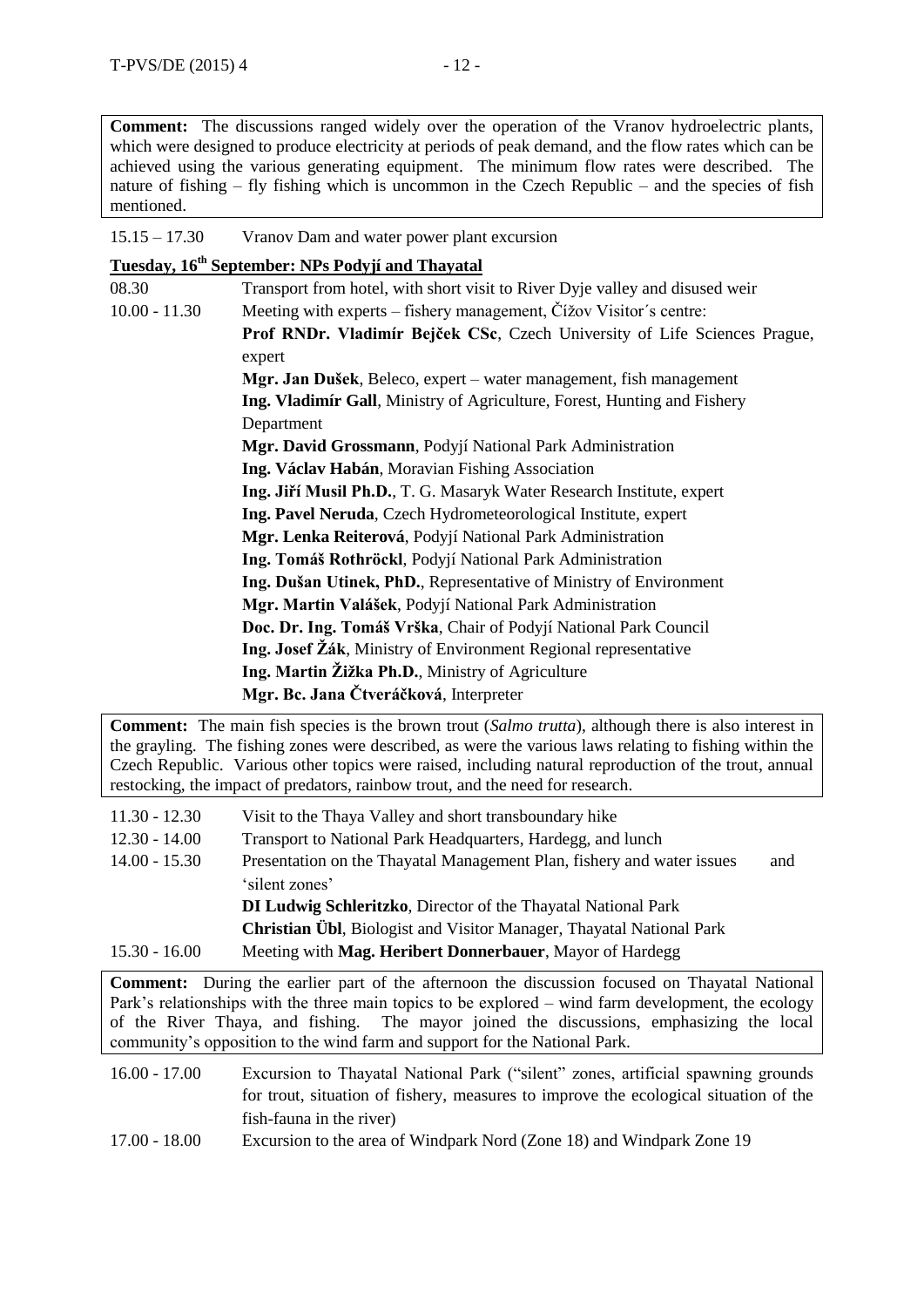**Comment:** The discussions ranged widely over the operation of the Vranov hydroelectric plants, which were designed to produce electricity at periods of peak demand, and the flow rates which can be achieved using the various generating equipment. The minimum flow rates were described. The nature of fishing – fly fishing which is uncommon in the Czech Republic – and the species of fish mentioned.

15.15 – 17.30 Vranov Dam and water power plant excursion

**Tuesday, 16th September: NPs Podyjí and Thayatal**

08.30 Transport from hotel, with short visit to River Dyje valley and disused weir

10.00 - 11.30 Meeting with experts – fishery management, Čížov Visitor´s centre:

**Prof RNDr. Vladimír Bejček CSc**, Czech University of Life Sciences Prague, expert
**Mgr. Jan Dušek**, Beleco, expert – water management, fish management
**Ing. Vladimír Gall**, Ministry of Agriculture, Forest, Hunting and Fishery Department
**Mgr. David Grossmann**, Podyjí National Park Administration
**Ing. Václav Habán**, Moravian Fishing Association
**Ing. Jiří Musil Ph.D.**, T. G. Masaryk Water Research Institute, expert
**Ing. Pavel Neruda**, Czech Hydrometeorological Institute, expert
**Mgr. Lenka Reiterová**, Podyjí National Park Administration
**Ing. Tomáš Rothröckl**, Podyjí National Park Administration
**Ing. Dušan Utinek, PhD.**, Representative of Ministry of Environment
**Mgr. Martin Valášek**, Podyjí National Park Administration
**Doc. Dr. Ing. Tomáš Vrška**, Chair of Podyjí National Park Council
**Ing. Josef Žák**, Ministry of Environment Regional representative
**Ing. Martin Žižka Ph.D.**, Ministry of Agriculture
**Mgr. Bc. Jana Čtveráčková**, Interpreter

**Comment:** The main fish species is the brown trout (*Salmo trutta*), although there is also interest in the grayling. The fishing zones were described, as were the various laws relating to fishing within the Czech Republic. Various other topics were raised, including natural reproduction of the trout, annual restocking, the impact of predators, rainbow trout, and the need for research.

11.30 - 12.30 Visit to the Thaya Valley and short transboundary hike

12.30 - 14.00 Transport to National Park Headquarters, Hardegg, and lunch

14.00 - 15.30 Presentation on the Thayatal Management Plan, fishery and water issues and 'silent zones'

**DI Ludwig Schleritzko**, Director of the Thayatal National Park
**Christian Übl**, Biologist and Visitor Manager, Thayatal National Park

15.30 - 16.00 Meeting with **Mag. Heribert Donnerbauer**, Mayor of Hardegg

**Comment:** During the earlier part of the afternoon the discussion focused on Thayatal National Park's relationships with the three main topics to be explored – wind farm development, the ecology of the River Thaya, and fishing. The mayor joined the discussions, emphasizing the local community's opposition to the wind farm and support for the National Park.

16.00 - 17.00 Excursion to Thayatal National Park ("silent" zones, artificial spawning grounds for trout, situation of fishery, measures to improve the ecological situation of the fish-fauna in the river)

17.00 - 18.00 Excursion to the area of Windpark Nord (Zone 18) and Windpark Zone 19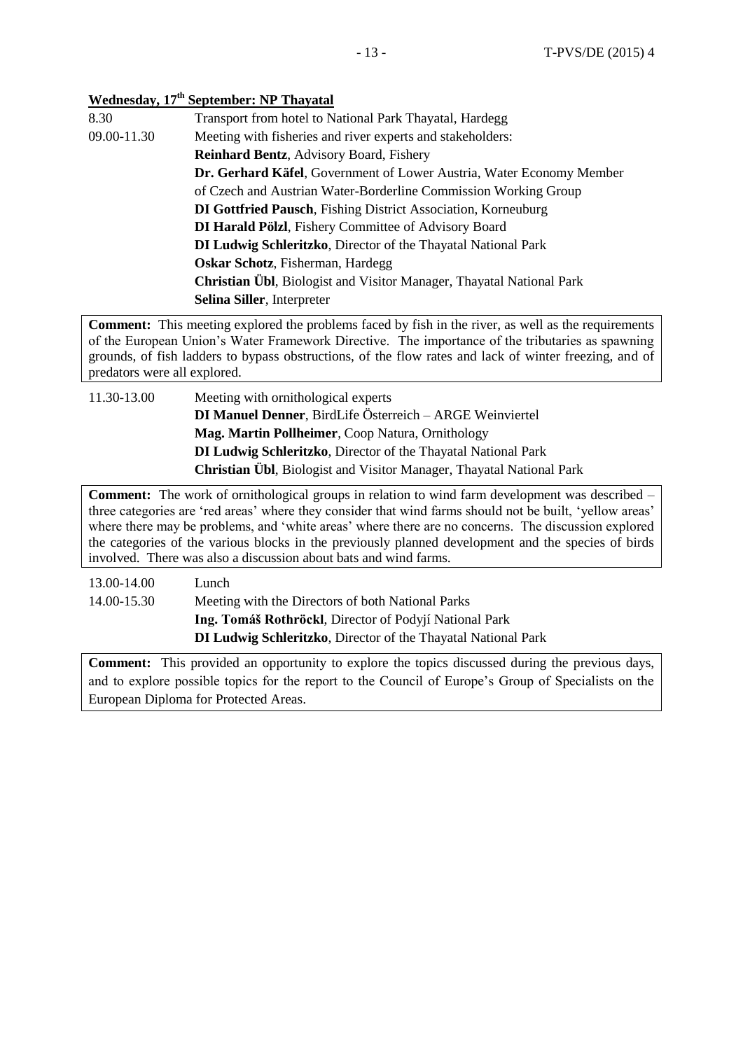**Wednesday, 17th September: NP Thayatal**

8.30 Transport from hotel to National Park Thayatal, Hardegg

09.00-11.30 Meeting with fisheries and river experts and stakeholders:

- **Reinhard Bentz**, Advisory Board, Fishery
- **Dr. Gerhard Käfel**, Government of Lower Austria, Water Economy Member of Czech and Austrian Water-Borderline Commission Working Group
- **DI Gottfried Pausch**, Fishing District Association, Korneuburg
- **DI Harald Pölzl**, Fishery Committee of Advisory Board
- **DI Ludwig Schleritzko**, Director of the Thayatal National Park
- **Oskar Schotz**, Fisherman, Hardegg
- **Christian Übl**, Biologist and Visitor Manager, Thayatal National Park
- **Selina Siller**, Interpreter

**Comment:** This meeting explored the problems faced by fish in the river, as well as the requirements of the European Union's Water Framework Directive. The importance of the tributaries as spawning grounds, of fish ladders to bypass obstructions, of the flow rates and lack of winter freezing, and of predators were all explored.

11.30-13.00 Meeting with ornithological experts

- **DI Manuel Denner**, BirdLife Österreich – ARGE Weinviertel
- **Mag. Martin Pollheimer**, Coop Natura, Ornithology
- **DI Ludwig Schleritzko**, Director of the Thayatal National Park
- **Christian Übl**, Biologist and Visitor Manager, Thayatal National Park

**Comment:** The work of ornithological groups in relation to wind farm development was described – three categories are 'red areas' where they consider that wind farms should not be built, 'yellow areas' where there may be problems, and 'white areas' where there are no concerns. The discussion explored the categories of the various blocks in the previously planned development and the species of birds involved. There was also a discussion about bats and wind farms.

13.00-14.00 Lunch

14.00-15.30 Meeting with the Directors of both National Parks

- **Ing. Tomáš Rothröckl**, Director of Podyjí National Park
- **DI Ludwig Schleritzko**, Director of the Thayatal National Park

**Comment:** This provided an opportunity to explore the topics discussed during the previous days, and to explore possible topics for the report to the Council of Europe's Group of Specialists on the European Diploma for Protected Areas.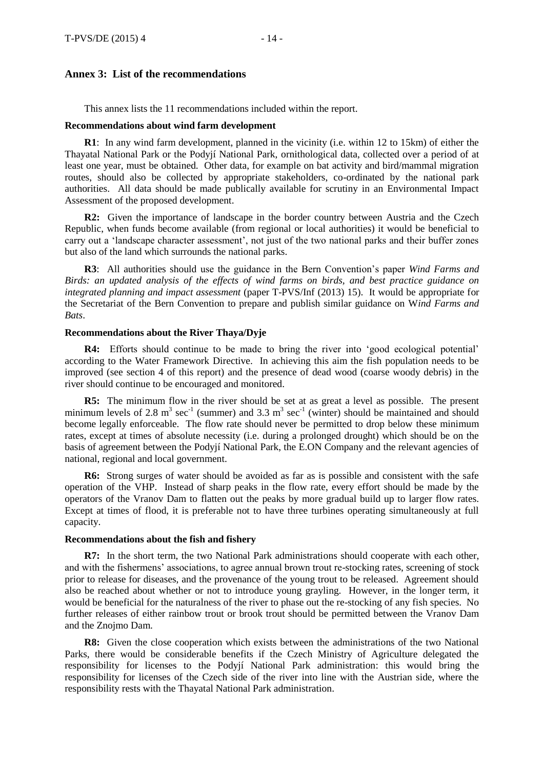## Annex 3: List of the recommendations

This annex lists the 11 recommendations included within the report.

**Recommendations about wind farm development**

**R1**: In any wind farm development, planned in the vicinity (i.e. within 12 to 15km) of either the Thayatal National Park or the Podyjí National Park, ornithological data, collected over a period of at least one year, must be obtained. Other data, for example on bat activity and bird/mammal migration routes, should also be collected by appropriate stakeholders, co-ordinated by the national park authorities. All data should be made publically available for scrutiny in an Environmental Impact Assessment of the proposed development.

**R2:** Given the importance of landscape in the border country between Austria and the Czech Republic, when funds become available (from regional or local authorities) it would be beneficial to carry out a 'landscape character assessment', not just of the two national parks and their buffer zones but also of the land which surrounds the national parks.

**R3**: All authorities should use the guidance in the Bern Convention's paper *Wind Farms and Birds: an updated analysis of the effects of wind farms on birds, and best practice guidance on integrated planning and impact assessment* (paper T-PVS/Inf (2013) 15). It would be appropriate for the Secretariat of the Bern Convention to prepare and publish similar guidance on W*ind Farms and Bats*.

**Recommendations about the River Thaya/Dyje**

**R4:** Efforts should continue to be made to bring the river into 'good ecological potential' according to the Water Framework Directive. In achieving this aim the fish population needs to be improved (see section 4 of this report) and the presence of dead wood (coarse woody debris) in the river should continue to be encouraged and monitored.

**R5:** The minimum flow in the river should be set at as great a level as possible. The present minimum levels of 2.8 $m^3$ $sec^{-1}$ (summer) and 3.3 $m^3$ $sec^{-1}$ (winter) should be maintained and should become legally enforceable. The flow rate should never be permitted to drop below these minimum rates, except at times of absolute necessity (i.e. during a prolonged drought) which should be on the basis of agreement between the Podyjí National Park, the E.ON Company and the relevant agencies of national, regional and local government.

**R6:** Strong surges of water should be avoided as far as is possible and consistent with the safe operation of the VHP. Instead of sharp peaks in the flow rate, every effort should be made by the operators of the Vranov Dam to flatten out the peaks by more gradual build up to larger flow rates. Except at times of flood, it is preferable not to have three turbines operating simultaneously at full capacity.

**Recommendations about the fish and fishery**

**R7:** In the short term, the two National Park administrations should cooperate with each other, and with the fishermens' associations, to agree annual brown trout re-stocking rates, screening of stock prior to release for diseases, and the provenance of the young trout to be released. Agreement should also be reached about whether or not to introduce young grayling. However, in the longer term, it would be beneficial for the naturalness of the river to phase out the re-stocking of any fish species. No further releases of either rainbow trout or brook trout should be permitted between the Vranov Dam and the Znojmo Dam.

**R8:** Given the close cooperation which exists between the administrations of the two National Parks, there would be considerable benefits if the Czech Ministry of Agriculture delegated the responsibility for licenses to the Podyjí National Park administration: this would bring the responsibility for licenses of the Czech side of the river into line with the Austrian side, where the responsibility rests with the Thayatal National Park administration.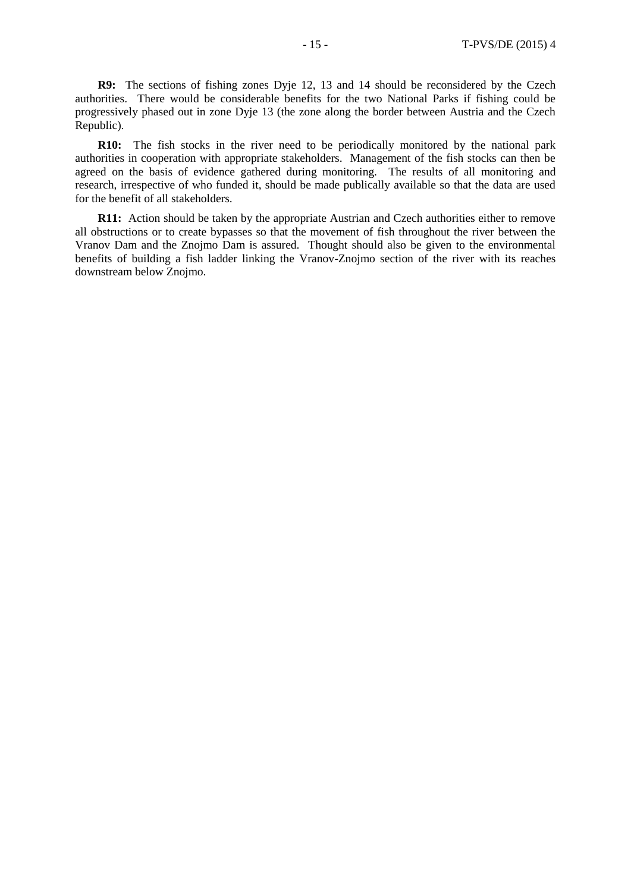**R9:** The sections of fishing zones Dyje 12, 13 and 14 should be reconsidered by the Czech authorities. There would be considerable benefits for the two National Parks if fishing could be progressively phased out in zone Dyje 13 (the zone along the border between Austria and the Czech Republic).

**R10:** The fish stocks in the river need to be periodically monitored by the national park authorities in cooperation with appropriate stakeholders. Management of the fish stocks can then be agreed on the basis of evidence gathered during monitoring. The results of all monitoring and research, irrespective of who funded it, should be made publically available so that the data are used for the benefit of all stakeholders.

**R11:** Action should be taken by the appropriate Austrian and Czech authorities either to remove all obstructions or to create bypasses so that the movement of fish throughout the river between the Vranov Dam and the Znojmo Dam is assured. Thought should also be given to the environmental benefits of building a fish ladder linking the Vranov-Znojmo section of the river with its reaches downstream below Znojmo.